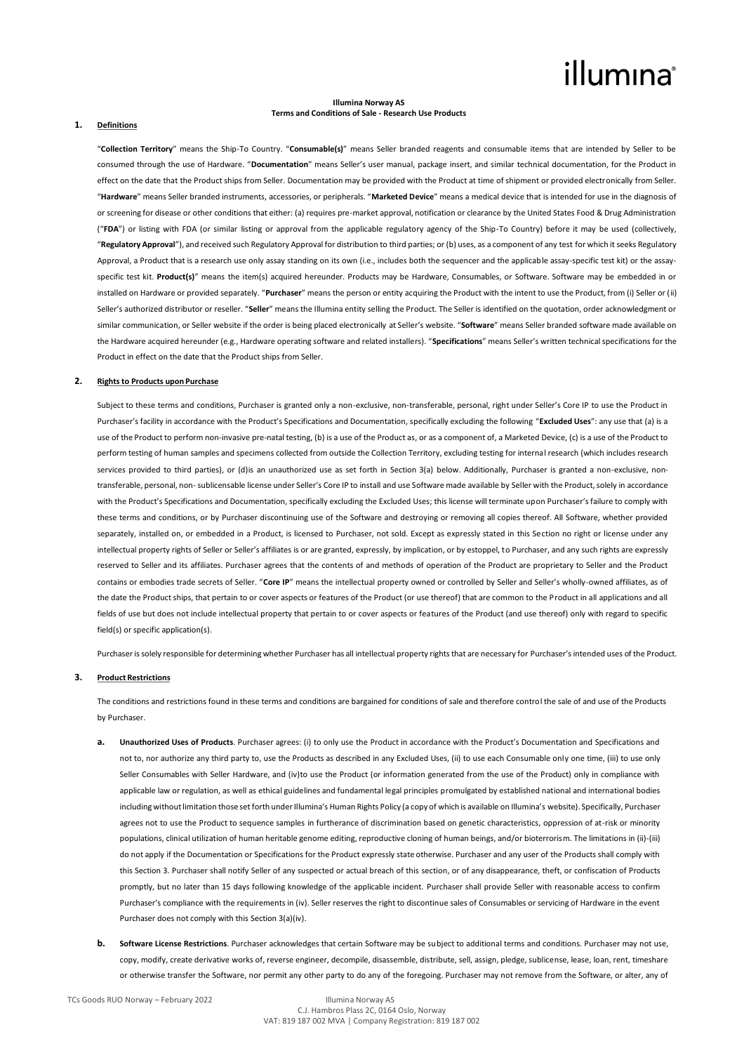illumina®

**Illumina Norway AS**
**Terms and Conditions of Sale - Research Use Products**

## 1. Definitions

"**Collection Territory**" means the Ship-To Country. "**Consumable(s)**" means Seller branded reagents and consumable items that are intended by Seller to be consumed through the use of Hardware. "**Documentation**" means Seller's user manual, package insert, and similar technical documentation, for the Product in effect on the date that the Product ships from Seller. Documentation may be provided with the Product at time of shipment or provided electronically from Seller. "**Hardware**" means Seller branded instruments, accessories, or peripherals. "**Marketed Device**" means a medical device that is intended for use in the diagnosis of or screening for disease or other conditions that either: (a) requires pre-market approval, notification or clearance by the United States Food & Drug Administration ("**FDA**") or listing with FDA (or similar listing or approval from the applicable regulatory agency of the Ship-To Country) before it may be used (collectively, "**Regulatory Approval**"), and received such Regulatory Approval for distribution to third parties; or (b) uses, as a component of any test for which it seeks Regulatory Approval, a Product that is a research use only assay standing on its own (i.e., includes both the sequencer and the applicable assay-specific test kit) or the assay-specific test kit. **Product(s)**" means the item(s) acquired hereunder. Products may be Hardware, Consumables, or Software. Software may be embedded in or installed on Hardware or provided separately. "**Purchaser**" means the person or entity acquiring the Product with the intent to use the Product, from (i) Seller or (ii) Seller's authorized distributor or reseller. "**Seller**" means the Illumina entity selling the Product. The Seller is identified on the quotation, order acknowledgment or similar communication, or Seller website if the order is being placed electronically at Seller's website. "**Software**" means Seller branded software made available on the Hardware acquired hereunder (e.g., Hardware operating software and related installers). "**Specifications**" means Seller's written technical specifications for the Product in effect on the date that the Product ships from Seller.

## 2. Rights to Products upon Purchase

Subject to these terms and conditions, Purchaser is granted only a non-exclusive, non-transferable, personal, right under Seller's Core IP to use the Product in Purchaser's facility in accordance with the Product's Specifications and Documentation, specifically excluding the following "**Excluded Uses**": any use that (a) is a use of the Product to perform non-invasive pre-natal testing, (b) is a use of the Product as, or as a component of, a Marketed Device, (c) is a use of the Product to perform testing of human samples and specimens collected from outside the Collection Territory, excluding testing for internal research (which includes research services provided to third parties), or (d)is an unauthorized use as set forth in Section 3(a) below. Additionally, Purchaser is granted a non-exclusive, non-transferable, personal, non- sublicensable license under Seller's Core IP to install and use Software made available by Seller with the Product, solely in accordance with the Product's Specifications and Documentation, specifically excluding the Excluded Uses; this license will terminate upon Purchaser's failure to comply with these terms and conditions, or by Purchaser discontinuing use of the Software and destroying or removing all copies thereof. All Software, whether provided separately, installed on, or embedded in a Product, is licensed to Purchaser, not sold. Except as expressly stated in this Section no right or license under any intellectual property rights of Seller or Seller's affiliates is or are granted, expressly, by implication, or by estoppel, to Purchaser, and any such rights are expressly reserved to Seller and its affiliates. Purchaser agrees that the contents of and methods of operation of the Product are proprietary to Seller and the Product contains or embodies trade secrets of Seller. "**Core IP**" means the intellectual property owned or controlled by Seller and Seller's wholly-owned affiliates, as of the date the Product ships, that pertain to or cover aspects or features of the Product (or use thereof) that are common to the Product in all applications and all fields of use but does not include intellectual property that pertain to or cover aspects or features of the Product (and use thereof) only with regard to specific field(s) or specific application(s).

Purchaser is solely responsible for determining whether Purchaser has all intellectual property rights that are necessary for Purchaser's intended uses of the Product.

## 3. Product Restrictions

The conditions and restrictions found in these terms and conditions are bargained for conditions of sale and therefore control the sale of and use of the Products by Purchaser.

**a. Unauthorized Uses of Products**. Purchaser agrees: (i) to only use the Product in accordance with the Product's Documentation and Specifications and not to, nor authorize any third party to, use the Products as described in any Excluded Uses, (ii) to use each Consumable only one time, (iii) to use only Seller Consumables with Seller Hardware, and (iv)to use the Product (or information generated from the use of the Product) only in compliance with applicable law or regulation, as well as ethical guidelines and fundamental legal principles promulgated by established national and international bodies including without limitation those set forth under Illumina's Human Rights Policy (a copy of which is available on Illumina's website). Specifically, Purchaser agrees not to use the Product to sequence samples in furtherance of discrimination based on genetic characteristics, oppression of at-risk or minority populations, clinical utilization of human heritable genome editing, reproductive cloning of human beings, and/or bioterrorism. The limitations in (ii)-(iii) do not apply if the Documentation or Specifications for the Product expressly state otherwise. Purchaser and any user of the Products shall comply with this Section 3. Purchaser shall notify Seller of any suspected or actual breach of this section, or of any disappearance, theft, or confiscation of Products promptly, but no later than 15 days following knowledge of the applicable incident. Purchaser shall provide Seller with reasonable access to confirm Purchaser's compliance with the requirements in (iv). Seller reserves the right to discontinue sales of Consumables or servicing of Hardware in the event Purchaser does not comply with this Section 3(a)(iv).

**b. Software License Restrictions**. Purchaser acknowledges that certain Software may be subject to additional terms and conditions. Purchaser may not use, copy, modify, create derivative works of, reverse engineer, decompile, disassemble, distribute, sell, assign, pledge, sublicense, lease, loan, rent, timeshare or otherwise transfer the Software, nor permit any other party to do any of the foregoing. Purchaser may not remove from the Software, or alter, any of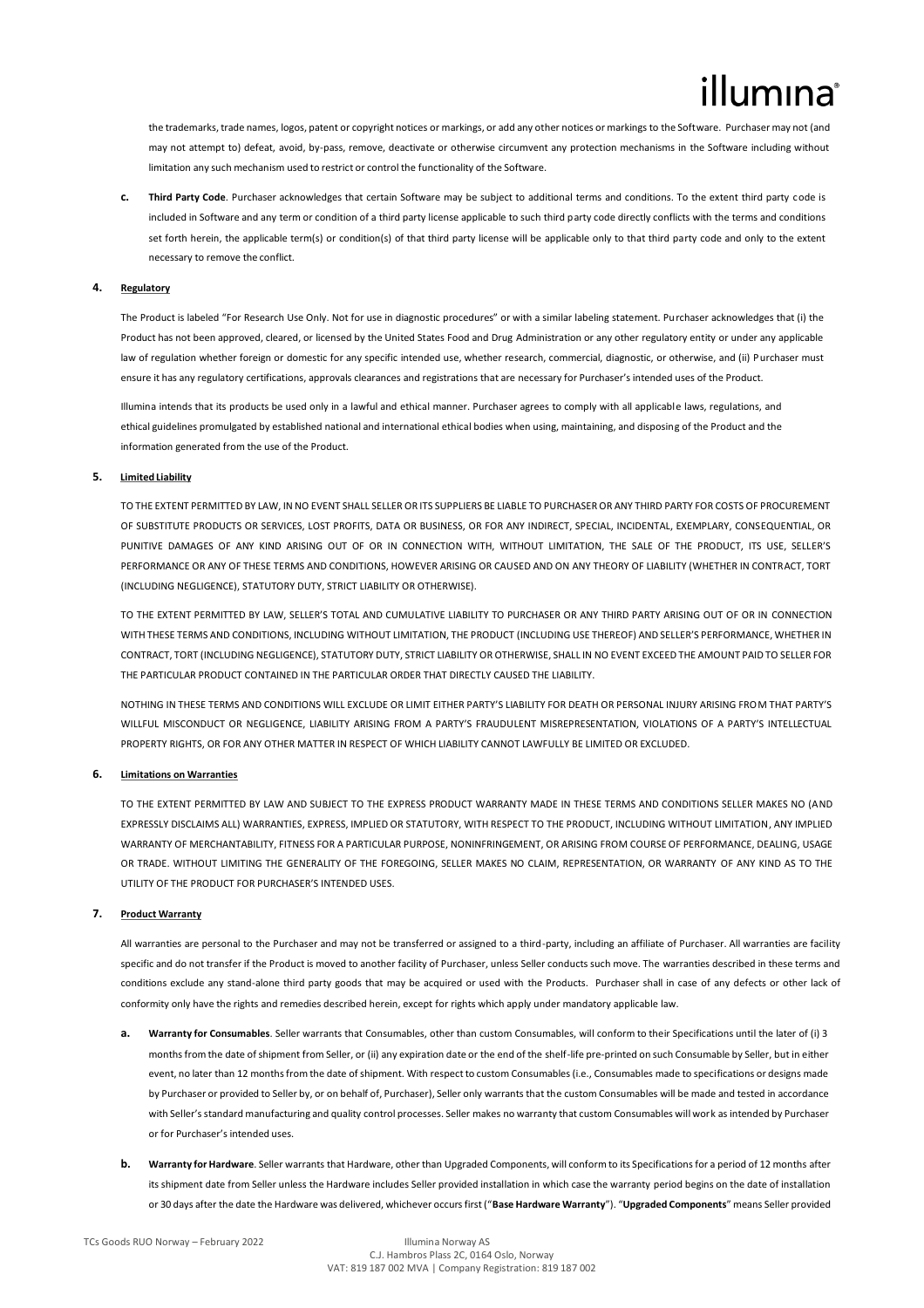the trademarks, trade names, logos, patent or copyright notices or markings, or add any other notices or markings to the Software. Purchaser may not (and may not attempt to) defeat, avoid, by-pass, remove, deactivate or otherwise circumvent any protection mechanisms in the Software including without limitation any such mechanism used to restrict or control the functionality of the Software.

c. **Third Party Code**. Purchaser acknowledges that certain Software may be subject to additional terms and conditions. To the extent third party code is included in Software and any term or condition of a third party license applicable to such third party code directly conflicts with the terms and conditions set forth herein, the applicable term(s) or condition(s) of that third party license will be applicable only to that third party code and only to the extent necessary to remove the conflict.

## 4. Regulatory

The Product is labeled "For Research Use Only. Not for use in diagnostic procedures" or with a similar labeling statement. Purchaser acknowledges that (i) the Product has not been approved, cleared, or licensed by the United States Food and Drug Administration or any other regulatory entity or under any applicable law of regulation whether foreign or domestic for any specific intended use, whether research, commercial, diagnostic, or otherwise, and (ii) Purchaser must ensure it has any regulatory certifications, approvals clearances and registrations that are necessary for Purchaser's intended uses of the Product.

Illumina intends that its products be used only in a lawful and ethical manner. Purchaser agrees to comply with all applicable laws, regulations, and ethical guidelines promulgated by established national and international ethical bodies when using, maintaining, and disposing of the Product and the information generated from the use of the Product.

## 5. Limited Liability

TO THE EXTENT PERMITTED BY LAW, IN NO EVENT SHALL SELLER OR ITS SUPPLIERS BE LIABLE TO PURCHASER OR ANY THIRD PARTY FOR COSTS OF PROCUREMENT OF SUBSTITUTE PRODUCTS OR SERVICES, LOST PROFITS, DATA OR BUSINESS, OR FOR ANY INDIRECT, SPECIAL, INCIDENTAL, EXEMPLARY, CONSEQUENTIAL, OR PUNITIVE DAMAGES OF ANY KIND ARISING OUT OF OR IN CONNECTION WITH, WITHOUT LIMITATION, THE SALE OF THE PRODUCT, ITS USE, SELLER'S PERFORMANCE OR ANY OF THESE TERMS AND CONDITIONS, HOWEVER ARISING OR CAUSED AND ON ANY THEORY OF LIABILITY (WHETHER IN CONTRACT, TORT (INCLUDING NEGLIGENCE), STATUTORY DUTY, STRICT LIABILITY OR OTHERWISE).

TO THE EXTENT PERMITTED BY LAW, SELLER'S TOTAL AND CUMULATIVE LIABILITY TO PURCHASER OR ANY THIRD PARTY ARISING OUT OF OR IN CONNECTION WITH THESE TERMS AND CONDITIONS, INCLUDING WITHOUT LIMITATION, THE PRODUCT (INCLUDING USE THEREOF) AND SELLER'S PERFORMANCE, WHETHER IN CONTRACT, TORT (INCLUDING NEGLIGENCE), STATUTORY DUTY, STRICT LIABILITY OR OTHERWISE, SHALL IN NO EVENT EXCEED THE AMOUNT PAID TO SELLER FOR THE PARTICULAR PRODUCT CONTAINED IN THE PARTICULAR ORDER THAT DIRECTLY CAUSED THE LIABILITY.

NOTHING IN THESE TERMS AND CONDITIONS WILL EXCLUDE OR LIMIT EITHER PARTY'S LIABILITY FOR DEATH OR PERSONAL INJURY ARISING FROM THAT PARTY'S WILLFUL MISCONDUCT OR NEGLIGENCE, LIABILITY ARISING FROM A PARTY'S FRAUDULENT MISREPRESENTATION, VIOLATIONS OF A PARTY'S INTELLECTUAL PROPERTY RIGHTS, OR FOR ANY OTHER MATTER IN RESPECT OF WHICH LIABILITY CANNOT LAWFULLY BE LIMITED OR EXCLUDED.

## 6. Limitations on Warranties

TO THE EXTENT PERMITTED BY LAW AND SUBJECT TO THE EXPRESS PRODUCT WARRANTY MADE IN THESE TERMS AND CONDITIONS SELLER MAKES NO (AND EXPRESSLY DISCLAIMS ALL) WARRANTIES, EXPRESS, IMPLIED OR STATUTORY, WITH RESPECT TO THE PRODUCT, INCLUDING WITHOUT LIMITATION, ANY IMPLIED WARRANTY OF MERCHANTABILITY, FITNESS FOR A PARTICULAR PURPOSE, NONINFRINGEMENT, OR ARISING FROM COURSE OF PERFORMANCE, DEALING, USAGE OR TRADE. WITHOUT LIMITING THE GENERALITY OF THE FOREGOING, SELLER MAKES NO CLAIM, REPRESENTATION, OR WARRANTY OF ANY KIND AS TO THE UTILITY OF THE PRODUCT FOR PURCHASER'S INTENDED USES.

## 7. Product Warranty

All warranties are personal to the Purchaser and may not be transferred or assigned to a third-party, including an affiliate of Purchaser. All warranties are facility specific and do not transfer if the Product is moved to another facility of Purchaser, unless Seller conducts such move. The warranties described in these terms and conditions exclude any stand-alone third party goods that may be acquired or used with the Products. Purchaser shall in case of any defects or other lack of conformity only have the rights and remedies described herein, except for rights which apply under mandatory applicable law.

a. **Warranty for Consumables**. Seller warrants that Consumables, other than custom Consumables, will conform to their Specifications until the later of (i) 3 months from the date of shipment from Seller, or (ii) any expiration date or the end of the shelf-life pre-printed on such Consumable by Seller, but in either event, no later than 12 months from the date of shipment. With respect to custom Consumables (i.e., Consumables made to specifications or designs made by Purchaser or provided to Seller by, or on behalf of, Purchaser), Seller only warrants that the custom Consumables will be made and tested in accordance with Seller's standard manufacturing and quality control processes. Seller makes no warranty that custom Consumables will work as intended by Purchaser or for Purchaser's intended uses.

b. **Warranty for Hardware**. Seller warrants that Hardware, other than Upgraded Components, will conform to its Specifications for a period of 12 months after its shipment date from Seller unless the Hardware includes Seller provided installation in which case the warranty period begins on the date of installation or 30 days after the date the Hardware was delivered, whichever occurs first ("**Base Hardware Warranty**"). "**Upgraded Components**" means Seller provided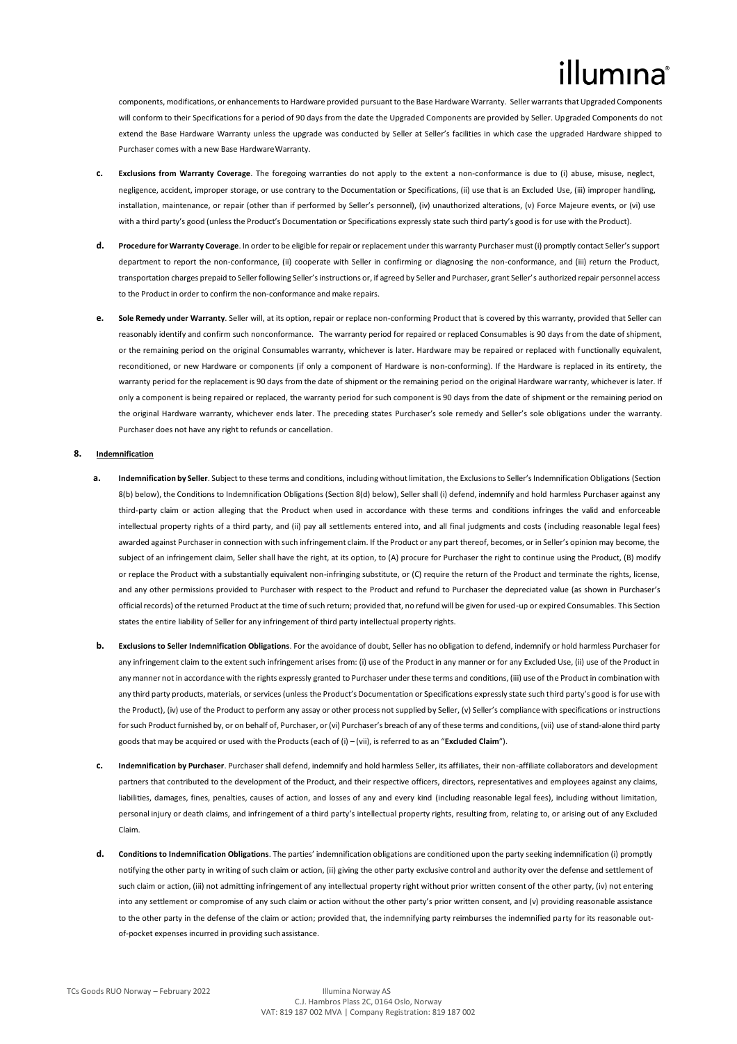components, modifications, or enhancements to Hardware provided pursuant to the Base Hardware Warranty. Seller warrants that Upgraded Components will conform to their Specifications for a period of 90 days from the date the Upgraded Components are provided by Seller. Upgraded Components do not extend the Base Hardware Warranty unless the upgrade was conducted by Seller at Seller's facilities in which case the upgraded Hardware shipped to Purchaser comes with a new Base Hardware Warranty.

c. **Exclusions from Warranty Coverage**. The foregoing warranties do not apply to the extent a non-conformance is due to (i) abuse, misuse, neglect, negligence, accident, improper storage, or use contrary to the Documentation or Specifications, (ii) use that is an Excluded Use, (iii) improper handling, installation, maintenance, or repair (other than if performed by Seller's personnel), (iv) unauthorized alterations, (v) Force Majeure events, or (vi) use with a third party's good (unless the Product's Documentation or Specifications expressly state such third party's good is for use with the Product).

d. **Procedure for Warranty Coverage**. In order to be eligible for repair or replacement under this warranty Purchaser must (i) promptly contact Seller's support department to report the non-conformance, (ii) cooperate with Seller in confirming or diagnosing the non-conformance, and (iii) return the Product, transportation charges prepaid to Seller following Seller's instructions or, if agreed by Seller and Purchaser, grant Seller's authorized repair personnel access to the Product in order to confirm the non-conformance and make repairs.

e. **Sole Remedy under Warranty**. Seller will, at its option, repair or replace non-conforming Product that is covered by this warranty, provided that Seller can reasonably identify and confirm such nonconformance. The warranty period for repaired or replaced Consumables is 90 days from the date of shipment, or the remaining period on the original Consumables warranty, whichever is later. Hardware may be repaired or replaced with functionally equivalent, reconditioned, or new Hardware or components (if only a component of Hardware is non-conforming). If the Hardware is replaced in its entirety, the warranty period for the replacement is 90 days from the date of shipment or the remaining period on the original Hardware warranty, whichever is later. If only a component is being repaired or replaced, the warranty period for such component is 90 days from the date of shipment or the remaining period on the original Hardware warranty, whichever ends later. The preceding states Purchaser's sole remedy and Seller's sole obligations under the warranty. Purchaser does not have any right to refunds or cancellation.

## 8. Indemnification

a. **Indemnification by Seller**. Subject to these terms and conditions, including without limitation, the Exclusions to Seller's Indemnification Obligations (Section 8(b) below), the Conditions to Indemnification Obligations (Section 8(d) below), Seller shall (i) defend, indemnify and hold harmless Purchaser against any third-party claim or action alleging that the Product when used in accordance with these terms and conditions infringes the valid and enforceable intellectual property rights of a third party, and (ii) pay all settlements entered into, and all final judgments and costs (including reasonable legal fees) awarded against Purchaser in connection with such infringement claim. If the Product or any part thereof, becomes, or in Seller's opinion may become, the subject of an infringement claim, Seller shall have the right, at its option, to (A) procure for Purchaser the right to continue using the Product, (B) modify or replace the Product with a substantially equivalent non-infringing substitute, or (C) require the return of the Product and terminate the rights, license, and any other permissions provided to Purchaser with respect to the Product and refund to Purchaser the depreciated value (as shown in Purchaser's official records) of the returned Product at the time of such return; provided that, no refund will be given for used-up or expired Consumables. This Section states the entire liability of Seller for any infringement of third party intellectual property rights.

b. **Exclusions to Seller Indemnification Obligations**. For the avoidance of doubt, Seller has no obligation to defend, indemnify or hold harmless Purchaser for any infringement claim to the extent such infringement arises from: (i) use of the Product in any manner or for any Excluded Use, (ii) use of the Product in any manner not in accordance with the rights expressly granted to Purchaser under these terms and conditions, (iii) use of the Product in combination with any third party products, materials, or services (unless the Product's Documentation or Specifications expressly state such third party's good is for use with the Product), (iv) use of the Product to perform any assay or other process not supplied by Seller, (v) Seller's compliance with specifications or instructions for such Product furnished by, or on behalf of, Purchaser, or (vi) Purchaser's breach of any of these terms and conditions, (vii) use of stand-alone third party goods that may be acquired or used with the Products (each of (i) – (vii), is referred to as an "**Excluded Claim**").

c. **Indemnification by Purchaser**. Purchaser shall defend, indemnify and hold harmless Seller, its affiliates, their non-affiliate collaborators and development partners that contributed to the development of the Product, and their respective officers, directors, representatives and employees against any claims, liabilities, damages, fines, penalties, causes of action, and losses of any and every kind (including reasonable legal fees), including without limitation, personal injury or death claims, and infringement of a third party's intellectual property rights, resulting from, relating to, or arising out of any Excluded Claim.

d. **Conditions to Indemnification Obligations**. The parties' indemnification obligations are conditioned upon the party seeking indemnification (i) promptly notifying the other party in writing of such claim or action, (ii) giving the other party exclusive control and authority over the defense and settlement of such claim or action, (iii) not admitting infringement of any intellectual property right without prior written consent of the other party, (iv) not entering into any settlement or compromise of any such claim or action without the other party's prior written consent, and (v) providing reasonable assistance to the other party in the defense of the claim or action; provided that, the indemnifying party reimburses the indemnified party for its reasonable out-of-pocket expenses incurred in providing such assistance.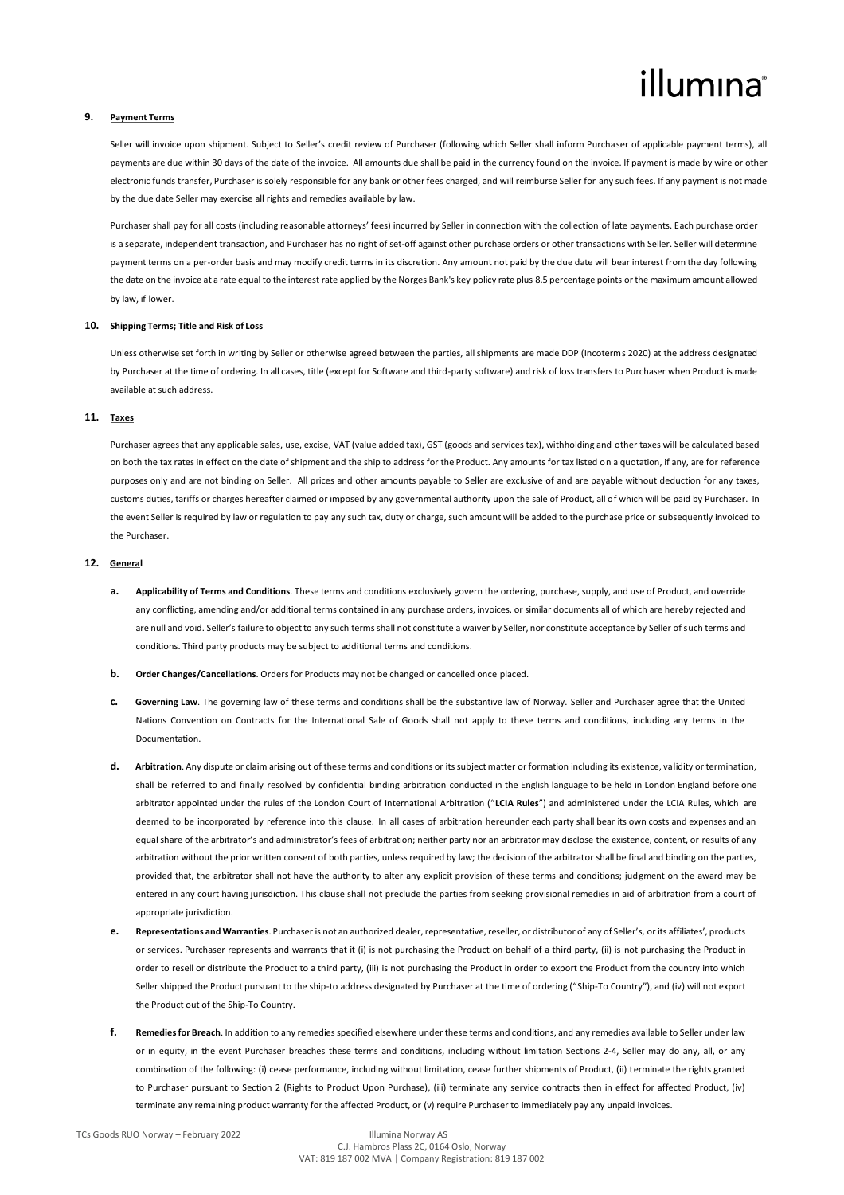## 9. Payment Terms

Seller will invoice upon shipment. Subject to Seller's credit review of Purchaser (following which Seller shall inform Purchaser of applicable payment terms), all payments are due within 30 days of the date of the invoice. All amounts due shall be paid in the currency found on the invoice. If payment is made by wire or other electronic funds transfer, Purchaser is solely responsible for any bank or other fees charged, and will reimburse Seller for any such fees. If any payment is not made by the due date Seller may exercise all rights and remedies available by law.

Purchaser shall pay for all costs (including reasonable attorneys' fees) incurred by Seller in connection with the collection of late payments. Each purchase order is a separate, independent transaction, and Purchaser has no right of set-off against other purchase orders or other transactions with Seller. Seller will determine payment terms on a per-order basis and may modify credit terms in its discretion. Any amount not paid by the due date will bear interest from the day following the date on the invoice at a rate equal to the interest rate applied by the Norges Bank's key policy rate plus 8.5 percentage points or the maximum amount allowed by law, if lower.

## 10. Shipping Terms; Title and Risk of Loss

Unless otherwise set forth in writing by Seller or otherwise agreed between the parties, all shipments are made DDP (Incoterms 2020) at the address designated by Purchaser at the time of ordering. In all cases, title (except for Software and third-party software) and risk of loss transfers to Purchaser when Product is made available at such address.

## 11. Taxes

Purchaser agrees that any applicable sales, use, excise, VAT (value added tax), GST (goods and services tax), withholding and other taxes will be calculated based on both the tax rates in effect on the date of shipment and the ship to address for the Product. Any amounts for tax listed on a quotation, if any, are for reference purposes only and are not binding on Seller. All prices and other amounts payable to Seller are exclusive of and are payable without deduction for any taxes, customs duties, tariffs or charges hereafter claimed or imposed by any governmental authority upon the sale of Product, all of which will be paid by Purchaser. In the event Seller is required by law or regulation to pay any such tax, duty or charge, such amount will be added to the purchase price or subsequently invoiced to the Purchaser.

## 12. General

**a. Applicability of Terms and Conditions**. These terms and conditions exclusively govern the ordering, purchase, supply, and use of Product, and override any conflicting, amending and/or additional terms contained in any purchase orders, invoices, or similar documents all of which are hereby rejected and are null and void. Seller's failure to object to any such terms shall not constitute a waiver by Seller, nor constitute acceptance by Seller of such terms and conditions. Third party products may be subject to additional terms and conditions.

**b. Order Changes/Cancellations**. Orders for Products may not be changed or cancelled once placed.

**c. Governing Law**. The governing law of these terms and conditions shall be the substantive law of Norway. Seller and Purchaser agree that the United Nations Convention on Contracts for the International Sale of Goods shall not apply to these terms and conditions, including any terms in the Documentation.

**d. Arbitration**. Any dispute or claim arising out of these terms and conditions or its subject matter or formation including its existence, validity or termination, shall be referred to and finally resolved by confidential binding arbitration conducted in the English language to be held in London England before one arbitrator appointed under the rules of the London Court of International Arbitration ("**LCIA Rules**") and administered under the LCIA Rules, which are deemed to be incorporated by reference into this clause. In all cases of arbitration hereunder each party shall bear its own costs and expenses and an equal share of the arbitrator's and administrator's fees of arbitration; neither party nor an arbitrator may disclose the existence, content, or results of any arbitration without the prior written consent of both parties, unless required by law; the decision of the arbitrator shall be final and binding on the parties, provided that, the arbitrator shall not have the authority to alter any explicit provision of these terms and conditions; judgment on the award may be entered in any court having jurisdiction. This clause shall not preclude the parties from seeking provisional remedies in aid of arbitration from a court of appropriate jurisdiction.

**e. Representations and Warranties**. Purchaser is not an authorized dealer, representative, reseller, or distributor of any of Seller's, or its affiliates', products or services. Purchaser represents and warrants that it (i) is not purchasing the Product on behalf of a third party, (ii) is not purchasing the Product in order to resell or distribute the Product to a third party, (iii) is not purchasing the Product in order to export the Product from the country into which Seller shipped the Product pursuant to the ship-to address designated by Purchaser at the time of ordering ("Ship-To Country"), and (iv) will not export the Product out of the Ship-To Country.

**f. Remedies for Breach**. In addition to any remedies specified elsewhere under these terms and conditions, and any remedies available to Seller under law or in equity, in the event Purchaser breaches these terms and conditions, including without limitation Sections 2-4, Seller may do any, all, or any combination of the following: (i) cease performance, including without limitation, cease further shipments of Product, (ii) terminate the rights granted to Purchaser pursuant to Section 2 (Rights to Product Upon Purchase), (iii) terminate any service contracts then in effect for affected Product, (iv) terminate any remaining product warranty for the affected Product, or (v) require Purchaser to immediately pay any unpaid invoices.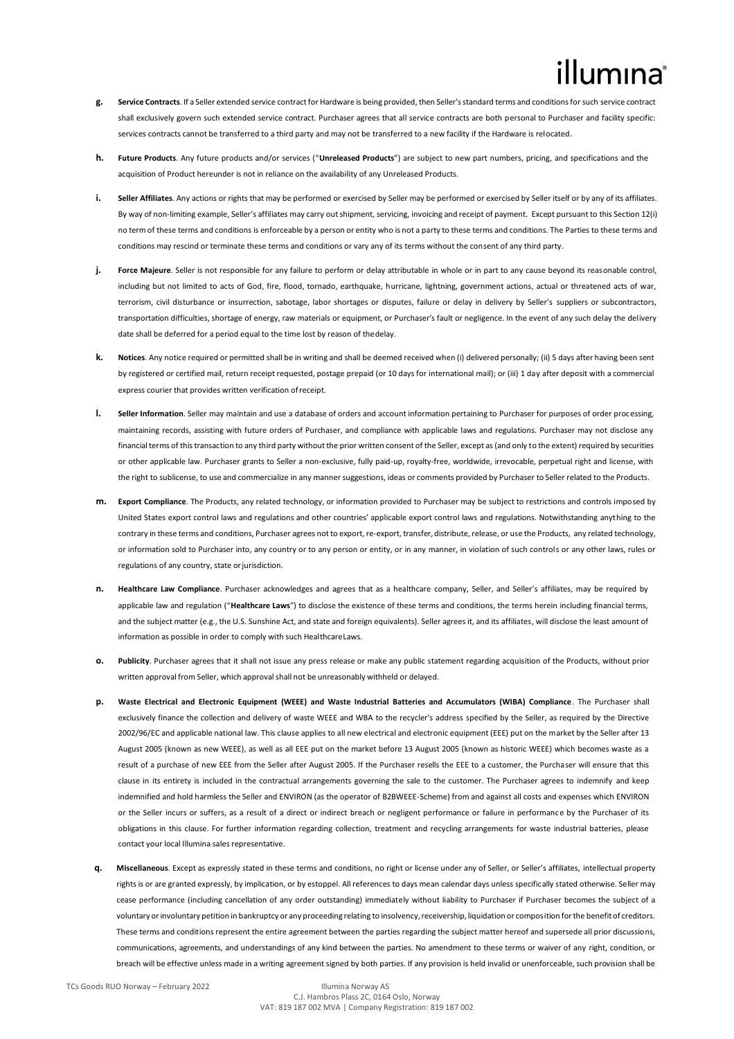**g. Service Contracts**. If a Seller extended service contract for Hardware is being provided, then Seller's standard terms and conditions for such service contract shall exclusively govern such extended service contract. Purchaser agrees that all service contracts are both personal to Purchaser and facility specific: services contracts cannot be transferred to a third party and may not be transferred to a new facility if the Hardware is relocated.

**h. Future Products**. Any future products and/or services ("**Unreleased Products**") are subject to new part numbers, pricing, and specifications and the acquisition of Product hereunder is not in reliance on the availability of any Unreleased Products.

**i. Seller Affiliates**. Any actions or rights that may be performed or exercised by Seller may be performed or exercised by Seller itself or by any of its affiliates. By way of non-limiting example, Seller's affiliates may carry out shipment, servicing, invoicing and receipt of payment. Except pursuant to this Section 12(i) no term of these terms and conditions is enforceable by a person or entity who is not a party to these terms and conditions. The Parties to these terms and conditions may rescind or terminate these terms and conditions or vary any of its terms without the consent of any third party.

**j. Force Majeure**. Seller is not responsible for any failure to perform or delay attributable in whole or in part to any cause beyond its reasonable control, including but not limited to acts of God, fire, flood, tornado, earthquake, hurricane, lightning, government actions, actual or threatened acts of war, terrorism, civil disturbance or insurrection, sabotage, labor shortages or disputes, failure or delay in delivery by Seller's suppliers or subcontractors, transportation difficulties, shortage of energy, raw materials or equipment, or Purchaser's fault or negligence. In the event of any such delay the delivery date shall be deferred for a period equal to the time lost by reason of the delay.

**k. Notices**. Any notice required or permitted shall be in writing and shall be deemed received when (i) delivered personally; (ii) 5 days after having been sent by registered or certified mail, return receipt requested, postage prepaid (or 10 days for international mail); or (iii) 1 day after deposit with a commercial express courier that provides written verification of receipt.

**l. Seller Information**. Seller may maintain and use a database of orders and account information pertaining to Purchaser for purposes of order processing, maintaining records, assisting with future orders of Purchaser, and compliance with applicable laws and regulations. Purchaser may not disclose any financial terms of this transaction to any third party without the prior written consent of the Seller, except as (and only to the extent) required by securities or other applicable law. Purchaser grants to Seller a non-exclusive, fully paid-up, royalty-free, worldwide, irrevocable, perpetual right and license, with the right to sublicense, to use and commercialize in any manner suggestions, ideas or comments provided by Purchaser to Seller related to the Products.

**m. Export Compliance**. The Products, any related technology, or information provided to Purchaser may be subject to restrictions and controls imposed by United States export control laws and regulations and other countries' applicable export control laws and regulations. Notwithstanding anything to the contrary in these terms and conditions, Purchaser agrees not to export, re-export, transfer, distribute, release, or use the Products, any related technology, or information sold to Purchaser into, any country or to any person or entity, or in any manner, in violation of such controls or any other laws, rules or regulations of any country, state or jurisdiction.

**n. Healthcare Law Compliance**. Purchaser acknowledges and agrees that as a healthcare company, Seller, and Seller's affiliates, may be required by applicable law and regulation ("**Healthcare Laws**") to disclose the existence of these terms and conditions, the terms herein including financial terms, and the subject matter (e.g., the U.S. Sunshine Act, and state and foreign equivalents). Seller agrees it, and its affiliates, will disclose the least amount of information as possible in order to comply with such Healthcare Laws.

**o. Publicity**. Purchaser agrees that it shall not issue any press release or make any public statement regarding acquisition of the Products, without prior written approval from Seller, which approval shall not be unreasonably withheld or delayed.

**p. Waste Electrical and Electronic Equipment (WEEE) and Waste Industrial Batteries and Accumulators (WIBA) Compliance**. The Purchaser shall exclusively finance the collection and delivery of waste WEEE and WBA to the recycler's address specified by the Seller, as required by the Directive 2002/96/EC and applicable national law. This clause applies to all new electrical and electronic equipment (EEE) put on the market by the Seller after 13 August 2005 (known as new WEEE), as well as all EEE put on the market before 13 August 2005 (known as historic WEEE) which becomes waste as a result of a purchase of new EEE from the Seller after August 2005. If the Purchaser resells the EEE to a customer, the Purchaser will ensure that this clause in its entirety is included in the contractual arrangements governing the sale to the customer. The Purchaser agrees to indemnify and keep indemnified and hold harmless the Seller and ENVIRON (as the operator of B2BWEEE-Scheme) from and against all costs and expenses which ENVIRON or the Seller incurs or suffers, as a result of a direct or indirect breach or negligent performance or failure in performance by the Purchaser of its obligations in this clause. For further information regarding collection, treatment and recycling arrangements for waste industrial batteries, please contact your local Illumina sales representative.

**q. Miscellaneous**. Except as expressly stated in these terms and conditions, no right or license under any of Seller, or Seller's affiliates, intellectual property rights is or are granted expressly, by implication, or by estoppel. All references to days mean calendar days unless specifically stated otherwise. Seller may cease performance (including cancellation of any order outstanding) immediately without liability to Purchaser if Purchaser becomes the subject of a voluntary or involuntary petition in bankruptcy or any proceeding relating to insolvency, receivership, liquidation or composition for the benefit of creditors. These terms and conditions represent the entire agreement between the parties regarding the subject matter hereof and supersede all prior discussions, communications, agreements, and understandings of any kind between the parties. No amendment to these terms or waiver of any right, condition, or breach will be effective unless made in a writing agreement signed by both parties. If any provision is held invalid or unenforceable, such provision shall be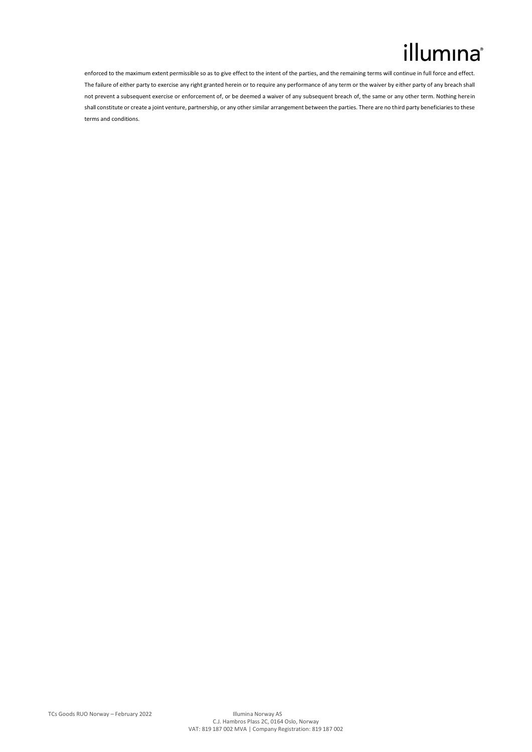enforced to the maximum extent permissible so as to give effect to the intent of the parties, and the remaining terms will continue in full force and effect. The failure of either party to exercise any right granted herein or to require any performance of any term or the waiver by either party of any breach shall not prevent a subsequent exercise or enforcement of, or be deemed a waiver of any subsequent breach of, the same or any other term. Nothing herein shall constitute or create a joint venture, partnership, or any other similar arrangement between the parties. There are no third party beneficiaries to these terms and conditions.